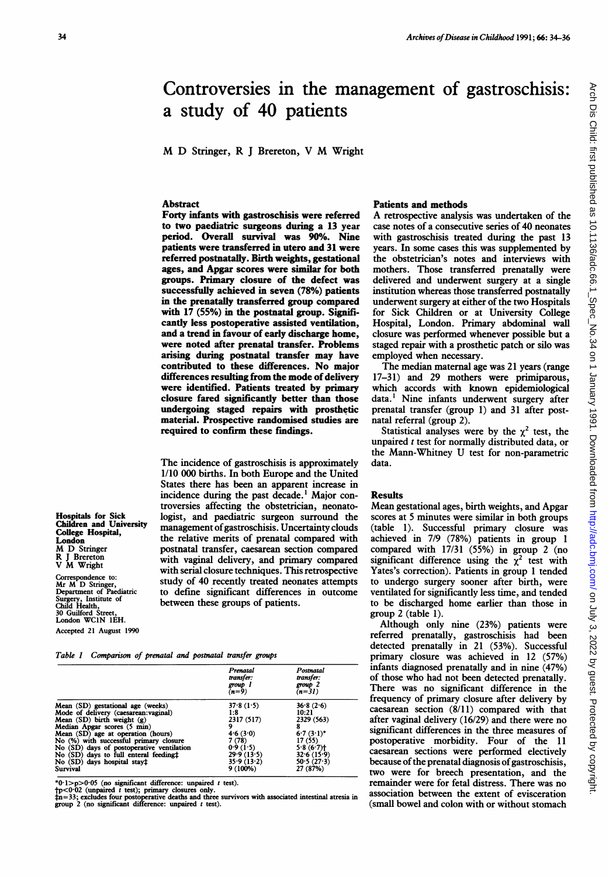# Controversies in the management of gastroschisis: a study of 40 patients

M D Stringer, R J Brereton, V M Wright

## Abstract

**Forty infants with gastroschisis were referred to two paediatric surgeons during a 13 year period. Overall survival was 90%. Nine patients were transferred in utero and 31 were referred postnatally. Birth weights, gestational ages, and Apgar scores were similar for both groups. Primary closure of the defect was successfully achieved in seven (78%) patients in the prenatally transferred group compared with 17 (55%) in the postnatal group. Significantly less postoperative assisted ventilation, and a trend in favour of early discharge home, were noted after prenatal transfer. Problems arising during postnatal transfer may have contributed to these differences. No major differences resulting from the mode of delivery were identified. Patients treated by primary closure fared significantly better than those undergoing staged repairs with prosthetic material. Prospective randomised studies are required to confirm these findings.**

The incidence of gastroschisis is approximately 1/10 000 births. In both Europe and the United States there has been an apparent increase in incidence during the past decade.[1] Major controversies affecting the obstetrician, neonatologist, and paediatric surgeon surround the management of gastroschisis. Uncertainty clouds the relative merits of prenatal compared with postnatal transfer, caesarean section compared with vaginal delivery, and primary compared with serial closure techniques. This retrospective study of 40 recently treated neonates attempts to define significant differences in outcome between these groups of patients.

Hospitals for Sick Children and University College Hospital, London
M D Stringer
R J Brereton
V M Wright

Correspondence to: Mr M D Stringer, Department of Paediatric Surgery, Institute of Child Health, 30 Guilford Street, London WC1N 1EH.

Accepted 21 August 1990

*Table 1 Comparison of prenatal and postnatal transfer groups*

| | Prenatal transfer: group 1 (n=9) | Postnatal transfer: group 2 (n=31) |
|---|---|---|
| Mean (SD) gestational age (weeks) | 37·8 (1·5) | 36·8 (2·6) |
| Mode of delivery (caesarean:vaginal) | 1:8 | 10:21 |
| Mean (SD) birth weight (g) | 2317 (517) | 2329 (563) |
| Median Apgar scores (5 min) | 9 | 8 |
| Mean (SD) age at operation (hours) | 4·6 (3·0) | 6·7 (3·1)* |
| No (%) with successful primary closure | 7 (78) | 17 (55) |
| No (SD) days of postoperative ventilation | 0·9 (1·5) | 5·8 (6·7)† |
| No (SD) days to full enteral feeding‡ | 29·9 (13·5) | 32·6 (15·9) |
| No (SD) days hospital stay‡ | 35·9 (13·2) | 50·5 (27·3) |
| Survival | 9 (100%) | 27 (87%) |

*0·1>p>0·05 (no significant difference: unpaired *t* test).
†p<0·02 (unpaired *t* test); primary closures only.
‡n=33; excludes four postoperative deaths and three survivors with associated intestinal atresia in group 2 (no significant difference: unpaired *t* test).

## Patients and methods

A retrospective analysis was undertaken of the case notes of a consecutive series of 40 neonates with gastroschisis treated during the past 13 years. In some cases this was supplemented by the obstetrician's notes and interviews with mothers. Those transferred prenatally were delivered and underwent surgery at a single institution whereas those transferred postnatally underwent surgery at either of the two Hospitals for Sick Children or at University College Hospital, London. Primary abdominal wall closure was performed whenever possible but a staged repair with a prosthetic patch or silo was employed when necessary.

The median maternal age was 21 years (range 17–31) and 29 mothers were primiparous, which accords with known epidemiological data.[1] Nine infants underwent surgery after prenatal transfer (group 1) and 31 after postnatal referral (group 2).

Statistical analyses were by the $\chi^2$ test, the unpaired *t* test for normally distributed data, or the Mann-Whitney U test for non-parametric data.

## Results

Mean gestational ages, birth weights, and Apgar scores at 5 minutes were similar in both groups (table 1). Successful primary closure was achieved in 7/9 (78%) patients in group 1 compared with 17/31 (55%) in group 2 (no significant difference using the $\chi^2$ test with Yates's correction). Patients in group 1 tended to undergo surgery sooner after birth, were ventilated for significantly less time, and tended to be discharged home earlier than those in group 2 (table 1).

Although only nine (23%) patients were referred prenatally, gastroschisis had been detected prenatally in 21 (53%). Successful primary closure was achieved in 12 (57%) infants diagnosed prenatally and in nine (47%) of those who had not been detected prenatally. There was no significant difference in the frequency of primary closure after delivery by caesarean section (8/11) compared with that after vaginal delivery (16/29) and there were no significant differences in the three measures of postoperative morbidity. Four of the 11 caesarean sections were performed electively because of the prenatal diagnosis of gastroschisis, two were for breech presentation, and the remainder were for fetal distress. There was no association between the extent of evisceration (small bowel and colon with or without stomach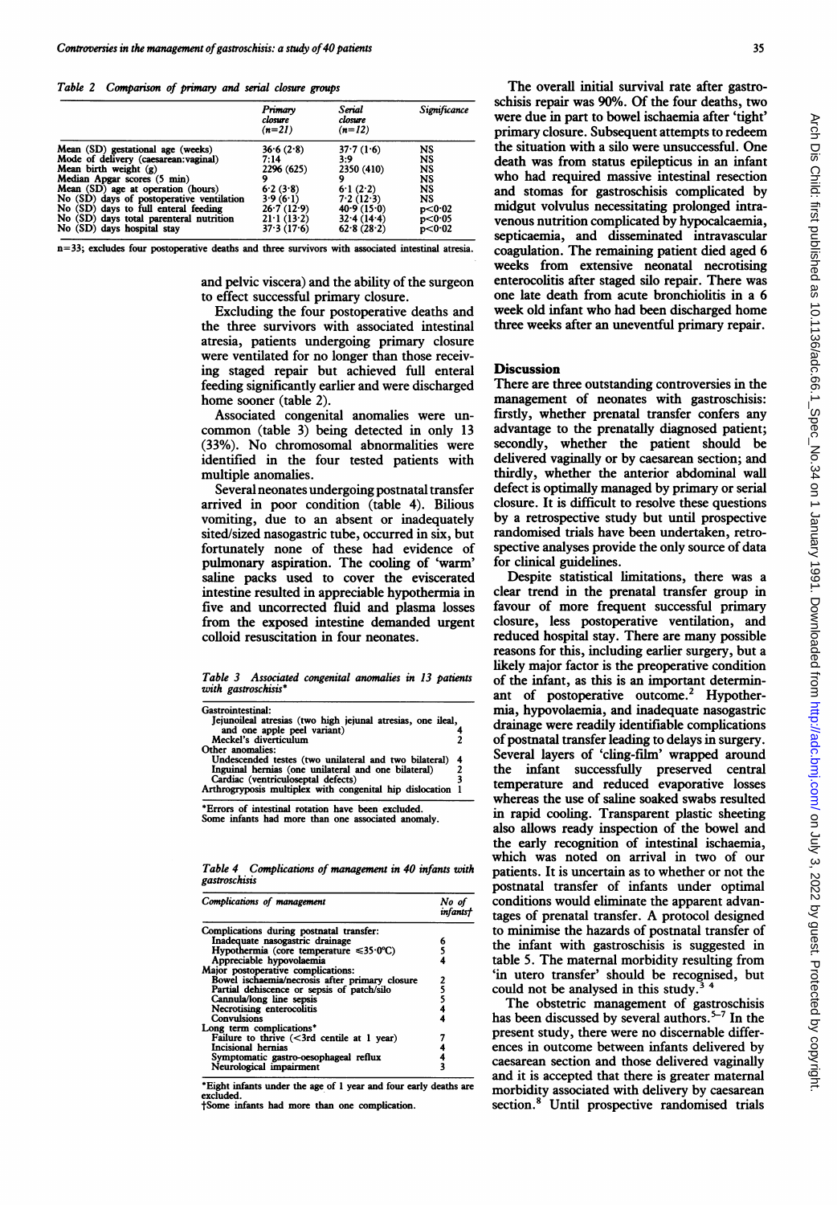Table 2 Comparison of primary and serial closure groups

| | Primary closure (n=21) | Serial closure (n=12) | Significance |
|---|---|---|---|
| Mean (SD) gestational age (weeks) | 36·6 (2·8) | 37·7 (1·6) | NS |
| Mode of delivery (caesarean:vaginal) | 7:14 | 3:9 | NS |
| Mean birth weight (g) | 2296 (625) | 2350 (410) | NS |
| Median Apgar scores (5 min) | 9 | 9 | NS |
| Mean (SD) age at operation (hours) | 6·2 (3·8) | 6·1 (2·2) | NS |
| No (SD) days of postoperative ventilation | 3·9 (6·1) | 7·2 (12·3) | NS |
| No (SD) days to full enteral feeding | 26·7 (12·9) | 40·9 (15·0) | p<0·02 |
| No (SD) days total parenteral nutrition | 21·1 (13·2) | 32·4 (14·4) | p<0·05 |
| No (SD) days hospital stay | 37·3 (17·6) | 62·8 (28·2) | p<0·02 |

n=33; excludes four postoperative deaths and three survivors with associated intestinal atresia.

and pelvic viscera) and the ability of the surgeon to effect successful primary closure.

Excluding the four postoperative deaths and the three survivors with associated intestinal atresia, patients undergoing primary closure were ventilated for no longer than those receiving staged repair but achieved full enteral feeding significantly earlier and were discharged home sooner (table 2).

Associated congenital anomalies were uncommon (table 3) being detected in only 13 (33%). No chromosomal abnormalities were identified in the four tested patients with multiple anomalies.

Several neonates undergoing postnatal transfer arrived in poor condition (table 4). Bilious vomiting, due to an absent or inadequately sited/sized nasogastric tube, occurred in six, but fortunately none of these had evidence of pulmonary aspiration. The cooling of 'warm' saline packs used to cover the eviscerated intestine resulted in appreciable hypothermia in five and uncorrected fluid and plasma losses from the exposed intestine demanded urgent colloid resuscitation in four neonates.

Table 3 Associated congenital anomalies in 13 patients with gastroschisis*

| | |
|---|---|
| Gastrointestinal: | |
| Jejunoileal atresias (two high jejunal atresias, one ileal, and one apple peel variant) | 4 |
| Meckel's diverticulum | 2 |
| Other anomalies: | |
| Undescended testes (two unilateral and two bilateral) | 4 |
| Inguinal hernias (one unilateral and one bilateral) | 2 |
| Cardiac (ventriculoseptal defects) | 3 |
| Arthrogryposis multiplex with congenital hip dislocation | 1 |

*Errors of intestinal rotation have been excluded.
Some infants had more than one associated anomaly.

Table 4 Complications of management in 40 infants with gastroschisis

| Complications of management | No of infants† |
|---|---|
| Complications during postnatal transfer: | |
| Inadequate nasogastric drainage | 6 |
| Hypothermia (core temperature ≤35·0°C) | 5 |
| Appreciable hypovolaemia | 4 |
| Major postoperative complications: | |
| Bowel ischaemia/necrosis after primary closure | 2 |
| Partial dehiscence or sepsis of patch/silo | 5 |
| Cannula/long line sepsis | 5 |
| Necrotising enterocolitis | 4 |
| Convulsions | 4 |
| Long term complications* | |
| Failure to thrive (<3rd centile at 1 year) | 7 |
| Incisional hernias | 4 |
| Symptomatic gastro-oesophageal reflux | 4 |
| Neurological impairment | 3 |

*Eight infants under the age of 1 year and four early deaths are excluded.
†Some infants had more than one complication.

The overall initial survival rate after gastroschisis repair was 90%. Of the four deaths, two were due in part to bowel ischaemia after 'tight' primary closure. Subsequent attempts to redeem the situation with a silo were unsuccessful. One death was from status epilepticus in an infant who had required massive intestinal resection and stomas for gastroschisis complicated by midgut volvulus necessitating prolonged intravenous nutrition complicated by hypocalcaemia, septicaemia, and disseminated intravascular coagulation. The remaining patient died aged 6 weeks from extensive neonatal necrotising enterocolitis after staged silo repair. There was one late death from acute bronchiolitis in a 6 week old infant who had been discharged home three weeks after an uneventful primary repair.

## Discussion

There are three outstanding controversies in the management of neonates with gastroschisis: firstly, whether prenatal transfer confers any advantage to the prenatally diagnosed patient; secondly, whether the patient should be delivered vaginally or by caesarean section; and thirdly, whether the anterior abdominal wall defect is optimally managed by primary or serial closure. It is difficult to resolve these questions by a retrospective study but until prospective randomised trials have been undertaken, retrospective analyses provide the only source of data for clinical guidelines.

Despite statistical limitations, there was a clear trend in the prenatal transfer group in favour of more frequent successful primary closure, less postoperative ventilation, and reduced hospital stay. There are many possible reasons for this, including earlier surgery, but a likely major factor is the preoperative condition of the infant, as this is an important determinant of postoperative outcome.[2] Hypothermia, hypovolaemia, and inadequate nasogastric drainage were readily identifiable complications of postnatal transfer leading to delays in surgery. Several layers of 'cling-film' wrapped around the infant successfully preserved central temperature and reduced evaporative losses whereas the use of saline soaked swabs resulted in rapid cooling. Transparent plastic sheeting also allows ready inspection of the bowel and the early recognition of intestinal ischaemia, which was noted on arrival in two of our patients. It is uncertain as to whether or not the postnatal transfer of infants under optimal conditions would eliminate the apparent advantages of prenatal transfer. A protocol designed to minimise the hazards of postnatal transfer of the infant with gastroschisis is suggested in table 5. The maternal morbidity resulting from 'in utero transfer' should be recognised, but could not be analysed in this study.[3 4]

The obstetric management of gastroschisis has been discussed by several authors.[5–7] In the present study, there were no discernable differences in outcome between infants delivered by caesarean section and those delivered vaginally and it is accepted that there is greater maternal morbidity associated with delivery by caesarean section.[8] Until prospective randomised trials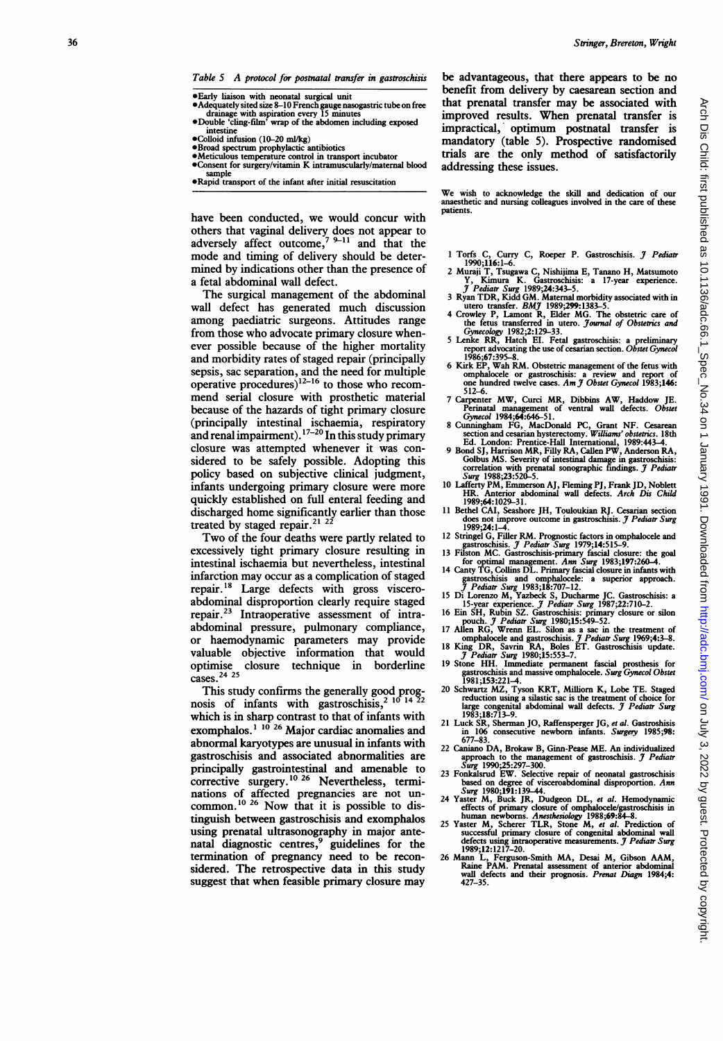Table 5 *A protocol for postnatal transfer in gastroschisis*

- Early liaison with neonatal surgical unit
- Adequately sited size 8–10 French gauge nasogastric tube on free drainage with aspiration every 15 minutes
- Double 'cling-film' wrap of the abdomen including exposed intestine
- Colloid infusion (10–20 ml/kg)
- Broad spectrum prophylactic antibiotics
- Meticulous temperature control in transport incubator
- Consent for surgery/vitamin K intramuscularly/maternal blood sample
- Rapid transport of the infant after initial resuscitation

have been conducted, we would concur with others that vaginal delivery does not appear to adversely affect outcome,[7 9–11] and that the mode and timing of delivery should be determined by indications other than the presence of a fetal abdominal wall defect.

The surgical management of the abdominal wall defect has generated much discussion among paediatric surgeons. Attitudes range from those who advocate primary closure whenever possible because of the higher mortality and morbidity rates of staged repair (principally sepsis, sac separation, and the need for multiple operative procedures)[12–16] to those who recommend serial closure with prosthetic material because of the hazards of tight primary closure (principally intestinal ischaemia, respiratory and renal impairment).[17–20] In this study primary closure was attempted whenever it was considered to be safely possible. Adopting this policy based on subjective clinical judgment, infants undergoing primary closure were more quickly established on full enteral feeding and discharged home significantly earlier than those treated by staged repair.[21 22]

Two of the four deaths were partly related to excessively tight primary closure resulting in intestinal ischaemia but nevertheless, intestinal infarction may occur as a complication of staged repair.[18] Large defects with gross visceroabdominal disproportion clearly require staged repair.[23] Intraoperative assessment of intra-abdominal pressure, pulmonary compliance, or haemodynamic parameters may provide valuable objective information that would optimise closure technique in borderline cases.[24 25]

This study confirms the generally good prognosis of infants with gastroschisis,[2 10 14 22] which is in sharp contrast to that of infants with exomphalos.[1 10 26] Major cardiac anomalies and abnormal karyotypes are unusual in infants with gastroschisis and associated abnormalities are principally gastrointestinal and amenable to corrective surgery.[10 26] Nevertheless, terminations of affected pregnancies are not uncommon.[10 26] Now that it is possible to distinguish between gastroschisis and exomphalos using prenatal ultrasonography in major antenatal diagnostic centres,[9] guidelines for the termination of pregnancy need to be reconsidered. The retrospective data in this study suggest that when feasible primary closure may be advantageous, that there appears to be no benefit from delivery by caesarean section and that prenatal transfer may be associated with improved results. When prenatal transfer is impractical, optimum postnatal transfer is mandatory (table 5). Prospective randomised trials are the only method of satisfactorily addressing these issues.

We wish to acknowledge the skill and dedication of our anaesthetic and nursing colleagues involved in the care of these patients.

1. Torfs C, Curry C, Roeper P. Gastroschisis. *J Pediatr* 1990;116:1–6.
2. Muraji T, Tsugawa C, Nishijima E, Tanano H, Matsumoto Y, Kimura K. Gastroschisis: a 17-year experience. *J Pediatr Surg* 1989;24:343–5.
3. Ryan TDR, Kidd GM. Maternal morbidity associated with in utero transfer. *BMJ* 1989;299:1383–5.
4. Crowley P, Lamont R, Elder MG. The obstetric care of the fetus transferred in utero. *Journal of Obstetrics and Gynecology* 1982;2:129–33.
5. Lenke RR, Hatch EI. Fetal gastroschisis: a preliminary report advocating the use of cesarian section. *Obstet Gynecol* 1986;67:395–8.
6. Kirk EP, Wah RM. Obstetric management of the fetus with omphalocele or gastroschisis: a review and report of one hundred twelve cases. *Am J Obstet Gynecol* 1983;146:512–6.
7. Carpenter MW, Curci MR, Dibbins AW, Haddow JE. Perinatal management of ventral wall defects. *Obstet Gynecol* 1984;64:646–51.
8. Cunningham FG, MacDonald PC, Grant NF. Cesarean section and cesarian hysterectomy. *Williams' obstetrics*. 18th Ed. London: Prentice-Hall International, 1989:443–4.
9. Bond SJ, Harrison MR, Filly RA, Callen PW, Anderson RA, Golbus MS. Severity of intestinal damage in gastroschisis: correlation with prenatal sonographic findings. *J Pediatr Surg* 1988;23:520–5.
10. Lafferty PM, Emmerson AJ, Fleming PJ, Frank JD, Noblett HR. Anterior abdominal wall defects. *Arch Dis Child* 1989;64:1029–31.
11. Bethel CAI, Seashore JH, Touloukian RJ. Cesarian section does not improve outcome in gastroschisis. *J Pediatr Surg* 1989;24:1–4.
12. Stringel G, Filler RM. Prognostic factors in omphalocele and gastroschisis. *J Pediatr Surg* 1979;14:515–9.
13. Filston MC. Gastroschisis-primary fascial closure: the goal for optimal management. *Ann Surg* 1983;197:260–4.
14. Canty TG, Collins DL. Primary fascial closure in infants with gastroschisis and omphalocele: a superior approach. *J Pediatr Surg* 1983;18:707–12.
15. Di Lorenzo M, Yazbeck S, Ducharme JC. Gastroschisis: a 15-year experience. *J Pediatr Surg* 1987;22:710–2.
16. Ein SH, Rubin SZ. Gastroschisis: primary closure or silon pouch. *J Pediatr Surg* 1980;15:549–52.
17. Allen RG, Wrenn EL. Silon as a sac in the treatment of omphalocele and gastroschisis. *J Pediatr Surg* 1969;4:3–8.
18. King DR, Savrin RA, Boles ET. Gastroschisis update. *J Pediatr Surg* 1980;15:553–7.
19. Stone HH. Immediate permanent fascial prosthesis for gastroschisis and massive omphalocele. *Surg Gynecol Obstet* 1981;153:221–4.
20. Schwartz MZ, Tyson KRT, Milliorn K, Lobe TE. Staged reduction using a silastic sac is the treatment of choice for large congenital abdominal wall defects. *J Pediatr Surg* 1983;18:713–9.
21. Luck SR, Sherman JO, Raffensperger JG, *et al*. Gastroshisis in 106 consecutive newborn infants. *Surgery* 1985;98:677–83.
22. Caniano DA, Brokaw B, Ginn-Pease ME. An individualized approach to the management of gastroschisis. *J Pediatr Surg* 1990;25:297–300.
23. Fonkalsrud EW. Selective repair of neonatal gastroschisis based on degree of visceroabdominal disproportion. *Ann Surg* 1980;191:139–44.
24. Yaster M, Buck JR, Dudgeon DL, *et al*. Hemodynamic effects of primary closure of omphalocele/gastroschisis in human newborns. *Anesthesiology* 1988;69:84–8.
25. Yaster M, Scherer TLR, Stone M, *et al*. Prediction of successful primary closure of congenital abdominal wall defects using intraoperative measurements. *J Pediatr Surg* 1989;12:1217–20.
26. Mann L, Ferguson-Smith MA, Desai M, Gibson AAM, Raine PAM. Prenatal assessment of anterior abdominal wall defects and their prognosis. *Prenat Diagn* 1984;4:427–35.